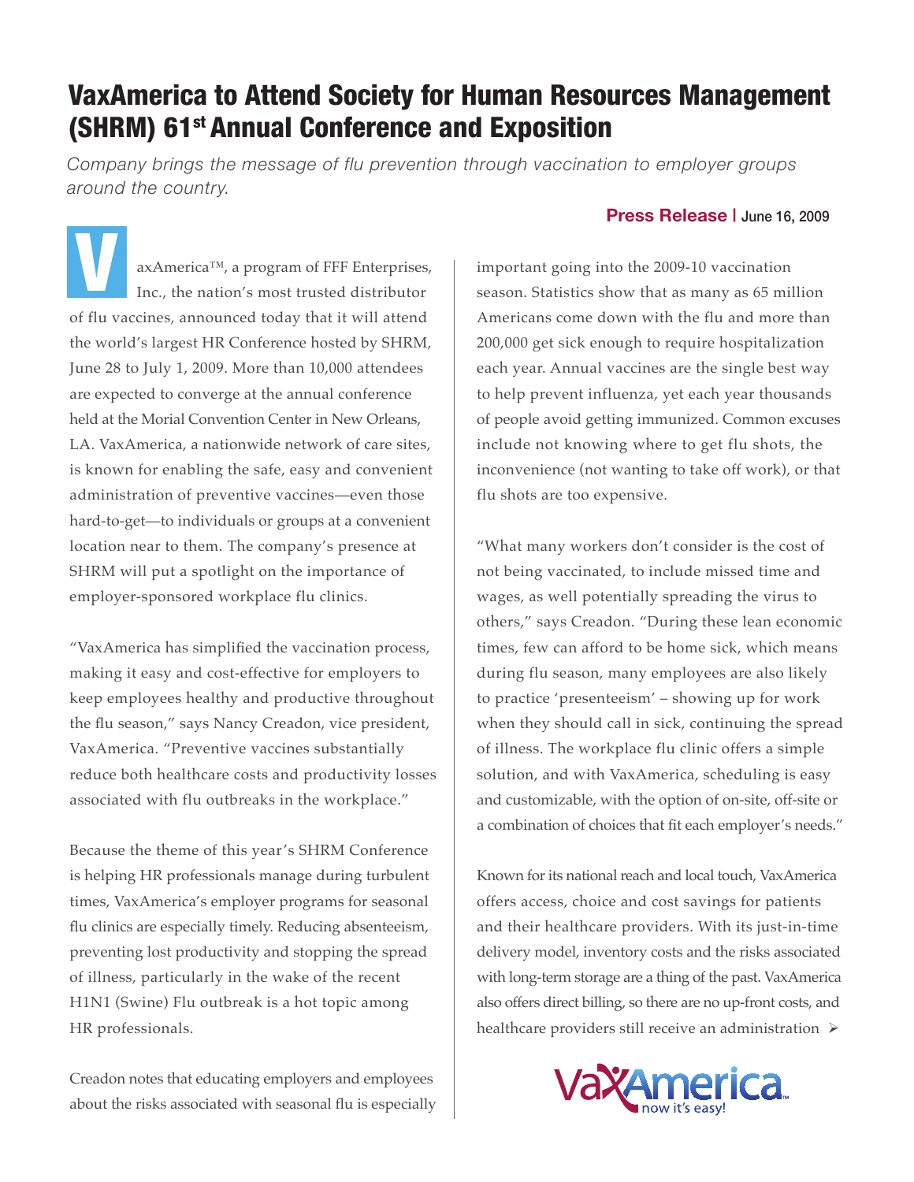# VaxAmerica to Attend Society for Human Resources Management (SHRM) 61st Annual Conference and Exposition

*Company brings the message of flu prevention through vaccination to employer groups around the country.*

**Press Release** | June 16, 2009

VaxAmerica™, a program of FFF Enterprises, Inc., the nation's most trusted distributor of flu vaccines, announced today that it will attend the world's largest HR Conference hosted by SHRM, June 28 to July 1, 2009. More than 10,000 attendees are expected to converge at the annual conference held at the Morial Convention Center in New Orleans, LA. VaxAmerica, a nationwide network of care sites, is known for enabling the safe, easy and convenient administration of preventive vaccines—even those hard-to-get—to individuals or groups at a convenient location near to them. The company's presence at SHRM will put a spotlight on the importance of employer-sponsored workplace flu clinics.

"VaxAmerica has simplified the vaccination process, making it easy and cost-effective for employers to keep employees healthy and productive throughout the flu season," says Nancy Creadon, vice president, VaxAmerica. "Preventive vaccines substantially reduce both healthcare costs and productivity losses associated with flu outbreaks in the workplace."

Because the theme of this year's SHRM Conference is helping HR professionals manage during turbulent times, VaxAmerica's employer programs for seasonal flu clinics are especially timely. Reducing absenteeism, preventing lost productivity and stopping the spread of illness, particularly in the wake of the recent H1N1 (Swine) Flu outbreak is a hot topic among HR professionals.

Creadon notes that educating employers and employees about the risks associated with seasonal flu is especially important going into the 2009-10 vaccination season. Statistics show that as many as 65 million Americans come down with the flu and more than 200,000 get sick enough to require hospitalization each year. Annual vaccines are the single best way to help prevent influenza, yet each year thousands of people avoid getting immunized. Common excuses include not knowing where to get flu shots, the inconvenience (not wanting to take off work), or that flu shots are too expensive.

"What many workers don't consider is the cost of not being vaccinated, to include missed time and wages, as well potentially spreading the virus to others," says Creadon. "During these lean economic times, few can afford to be home sick, which means during flu season, many employees are also likely to practice 'presenteeism' – showing up for work when they should call in sick, continuing the spread of illness. The workplace flu clinic offers a simple solution, and with VaxAmerica, scheduling is easy and customizable, with the option of on-site, off-site or a combination of choices that fit each employer's needs."

Known for its national reach and local touch, VaxAmerica offers access, choice and cost savings for patients and their healthcare providers. With its just-in-time delivery model, inventory costs and the risks associated with long-term storage are a thing of the past. VaxAmerica also offers direct billing, so there are no up-front costs, and healthcare providers still receive an administration ➢

VaxAmerica™ now it's easy!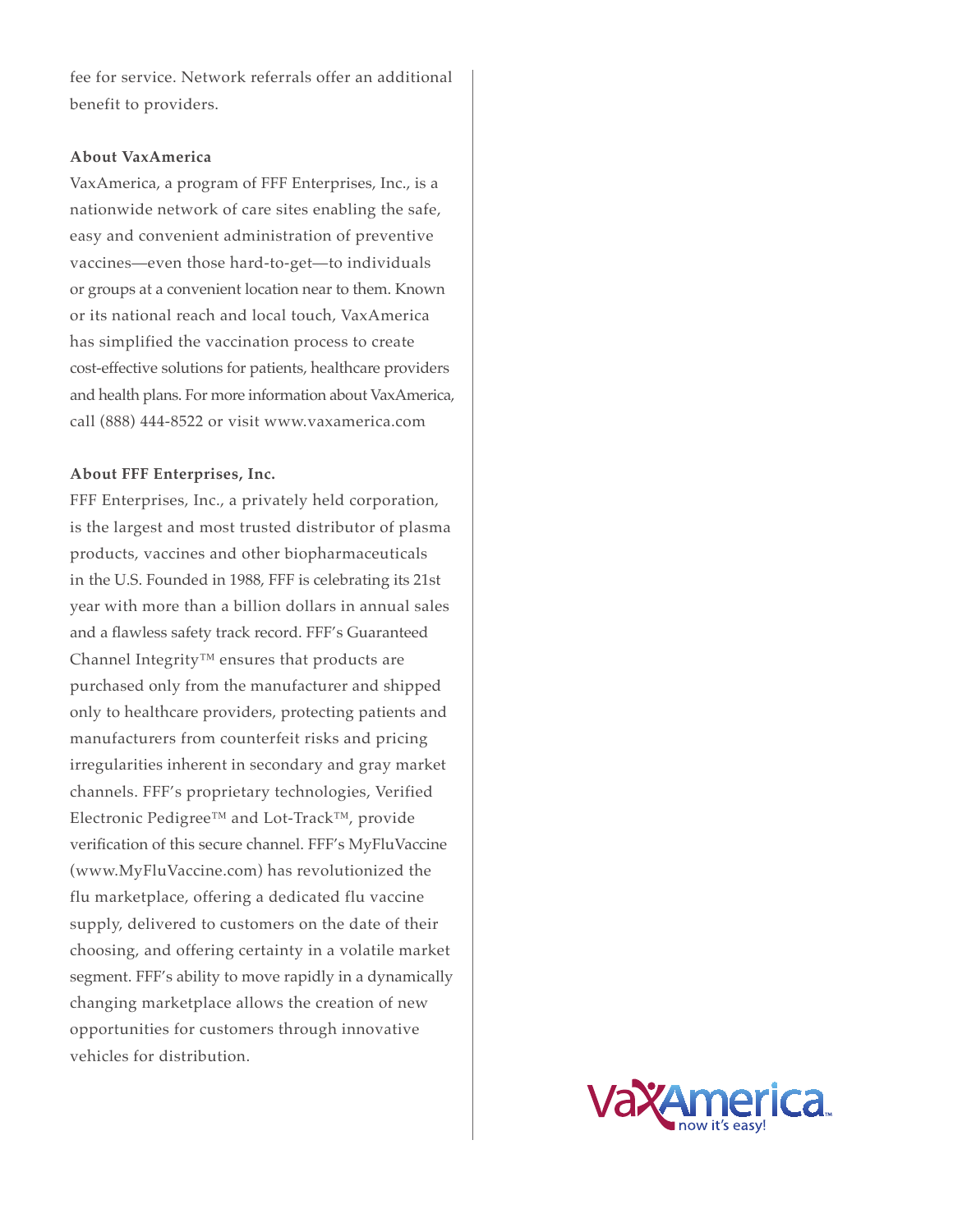fee for service. Network referrals offer an additional benefit to providers.

**About VaxAmerica**

VaxAmerica, a program of FFF Enterprises, Inc., is a nationwide network of care sites enabling the safe, easy and convenient administration of preventive vaccines—even those hard-to-get—to individuals or groups at a convenient location near to them. Known or its national reach and local touch, VaxAmerica has simplified the vaccination process to create cost-effective solutions for patients, healthcare providers and health plans. For more information about VaxAmerica, call (888) 444-8522 or visit www.vaxamerica.com

**About FFF Enterprises, Inc.**

FFF Enterprises, Inc., a privately held corporation, is the largest and most trusted distributor of plasma products, vaccines and other biopharmaceuticals in the U.S. Founded in 1988, FFF is celebrating its 21st year with more than a billion dollars in annual sales and a flawless safety track record. FFF's Guaranteed Channel Integrity™ ensures that products are purchased only from the manufacturer and shipped only to healthcare providers, protecting patients and manufacturers from counterfeit risks and pricing irregularities inherent in secondary and gray market channels. FFF's proprietary technologies, Verified Electronic Pedigree™ and Lot-Track™, provide verification of this secure channel. FFF's MyFluVaccine (www.MyFluVaccine.com) has revolutionized the flu marketplace, offering a dedicated flu vaccine supply, delivered to customers on the date of their choosing, and offering certainty in a volatile market segment. FFF's ability to move rapidly in a dynamically changing marketplace allows the creation of new opportunities for customers through innovative vehicles for distribution.

VaxAmerica™
now it's easy!